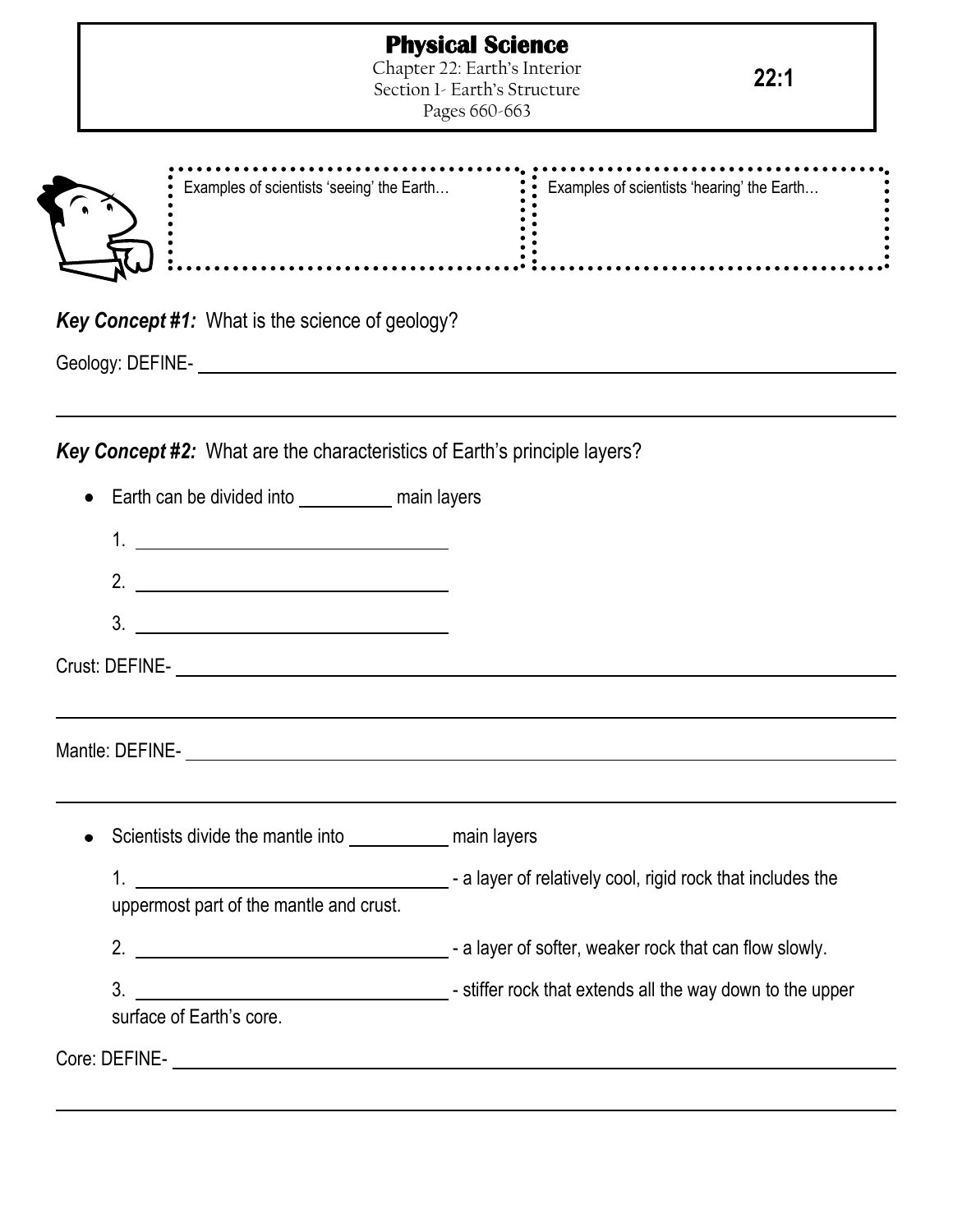# Physical Science

Chapter 22: Earth's Interior
Section 1- Earth's Structure
Pages 660-663

**22:1**

| Examples of scientists 'seeing' the Earth… | Examples of scientists 'hearing' the Earth… |
| --- | --- |
| | |

***Key Concept #1:*** What is the science of geology?

Geology: DEFINE- ______________________________________________________________

______________________________________________________________

***Key Concept #2:*** What are the characteristics of Earth's principle layers?

- Earth can be divided into __________ main layers
  1. ______________________________
  2. ______________________________
  3. ______________________________

Crust: DEFINE- ______________________________________________________________

______________________________________________________________

Mantle: DEFINE- ______________________________________________________________

______________________________________________________________

- Scientists divide the mantle into __________ main layers
  1. ______________________________ - a layer of relatively cool, rigid rock that includes the uppermost part of the mantle and crust.
  2. ______________________________ - a layer of softer, weaker rock that can flow slowly.
  3. ______________________________ - stiffer rock that extends all the way down to the upper surface of Earth's core.

Core: DEFINE- ______________________________________________________________

______________________________________________________________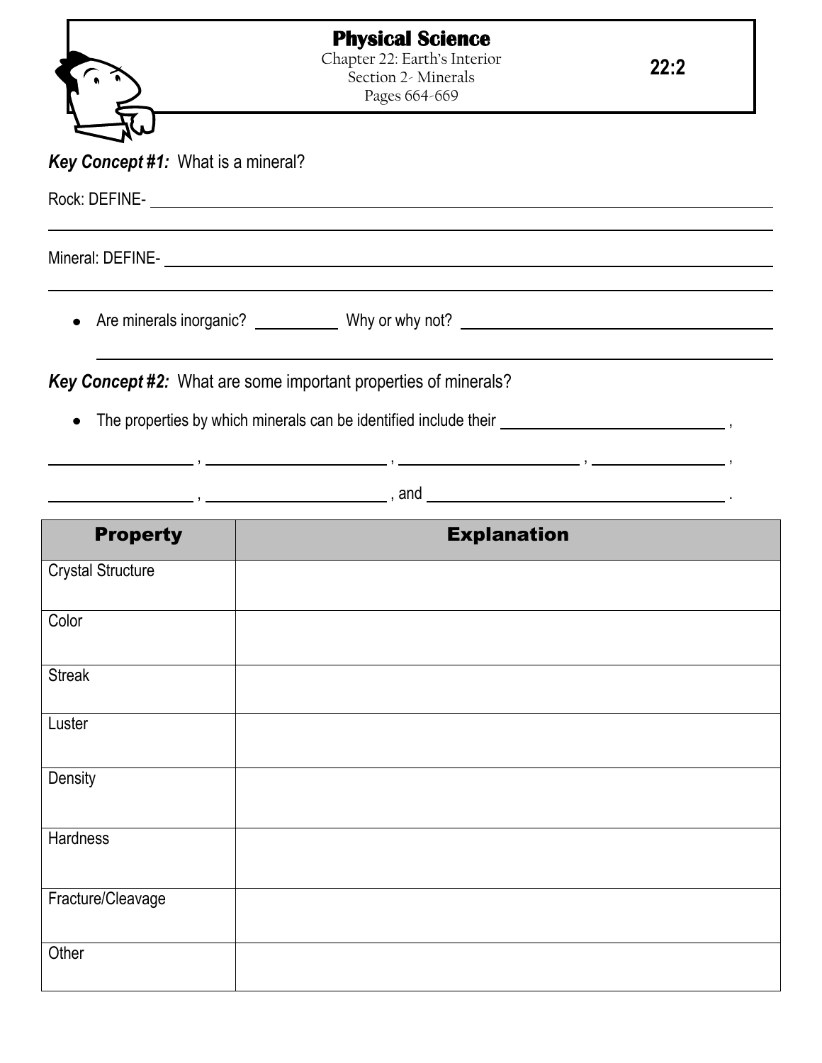# Physical Science

Chapter 22: Earth's Interior
Section 2- Minerals
Pages 664-669

**22:2**

***Key Concept #1:*** What is a mineral?

Rock: DEFINE- ________________________________________________________________

________________________________________________________________

Mineral: DEFINE- ________________________________________________________________

________________________________________________________________

- Are minerals inorganic? __________ Why or why not? ________________________________________

  ________________________________________________________________

***Key Concept #2:*** What are some important properties of minerals?

- The properties by which minerals can be identified include their ____________________________ ,

________________ , ____________________ , ____________________ , ______________ ,

________________ , ____________________ , and ____________________________________ .

| Property | Explanation |
| --- | --- |
| Crystal Structure | |
| Color | |
| Streak | |
| Luster | |
| Density | |
| Hardness | |
| Fracture/Cleavage | |
| Other | |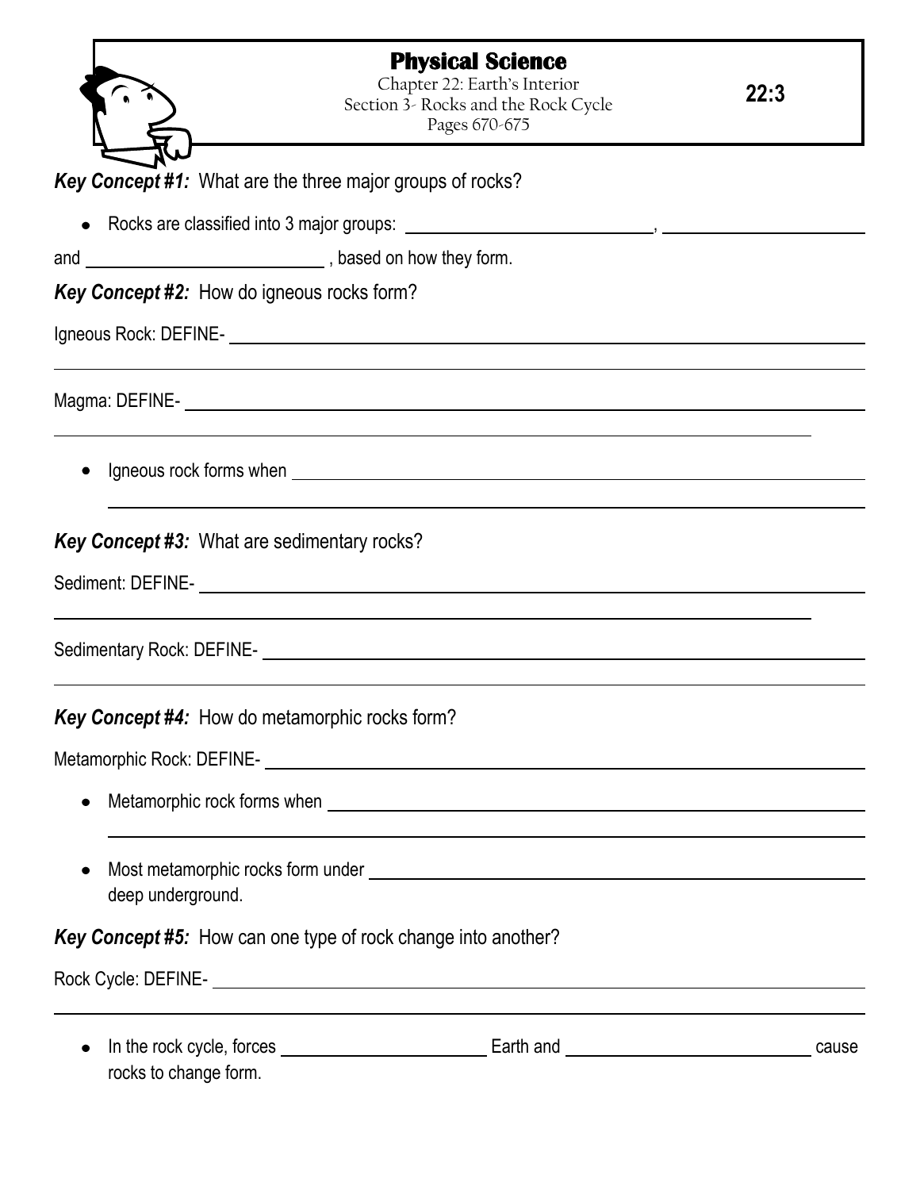# Physical Science

Chapter 22: Earth's Interior
Section 3- Rocks and the Rock Cycle
Pages 670-675

**22:3**

***Key Concept #1:*** What are the three major groups of rocks?

- Rocks are classified into 3 major groups: ________________________, ____________________ and ________________________, based on how they form.

***Key Concept #2:*** How do igneous rocks form?

Igneous Rock: DEFINE- ____________________________________________________________

____________________________________________________________

Magma: DEFINE- ____________________________________________________________

____________________________________________________________

- Igneous rock forms when ____________________________________________________________

  ____________________________________________________________

***Key Concept #3:*** What are sedimentary rocks?

Sediment: DEFINE- ____________________________________________________________

____________________________________________________________

Sedimentary Rock: DEFINE- ____________________________________________________________

____________________________________________________________

***Key Concept #4:*** How do metamorphic rocks form?

Metamorphic Rock: DEFINE- ____________________________________________________________

- Metamorphic rock forms when ____________________________________________________________

  ____________________________________________________________

- Most metamorphic rocks form under ____________________________________________________________ deep underground.

***Key Concept #5:*** How can one type of rock change into another?

Rock Cycle: DEFINE- ____________________________________________________________

____________________________________________________________

- In the rock cycle, forces ____________________ Earth and ________________________ cause rocks to change form.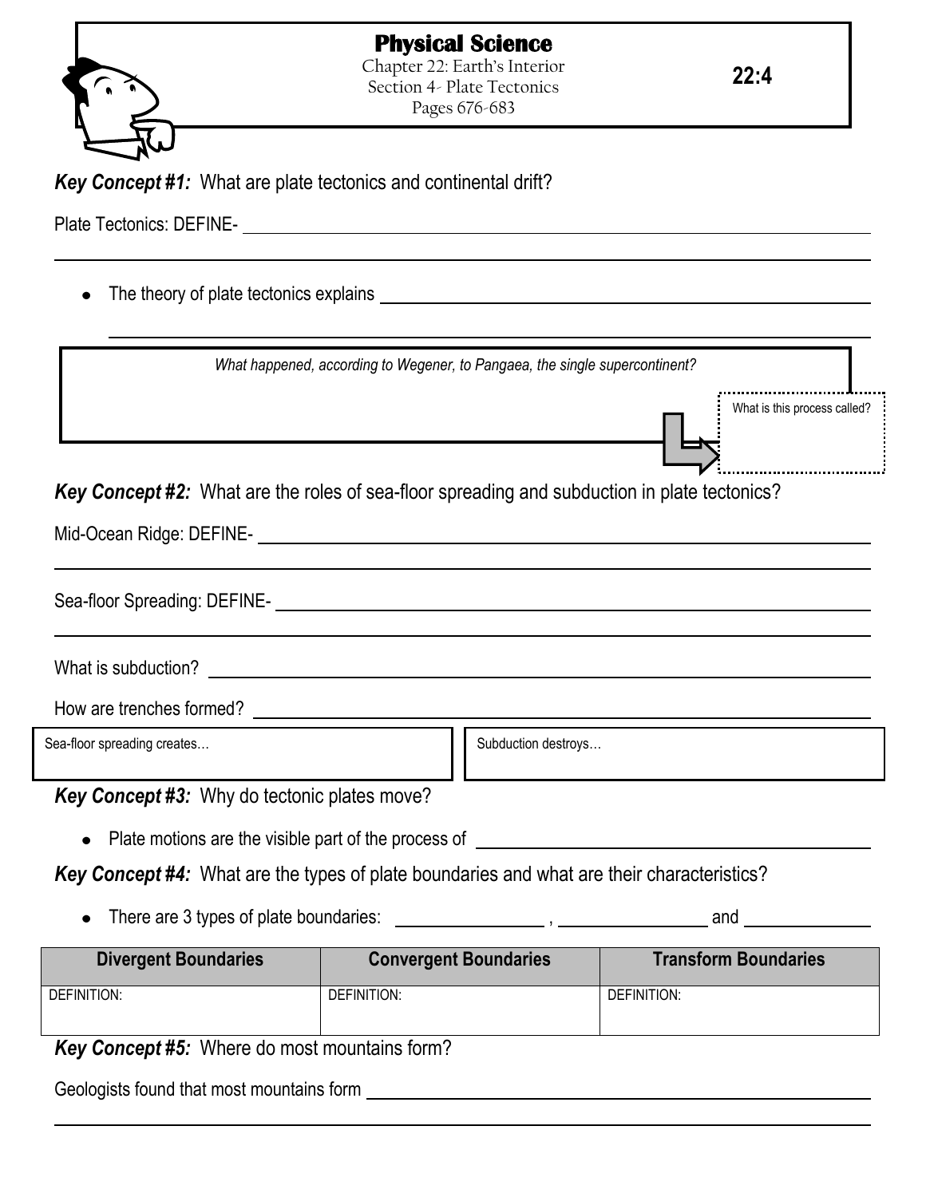# Physical Science

Chapter 22: Earth's Interior
Section 4- Plate Tectonics
Pages 676-683

**22:4**

***Key Concept #1:*** What are plate tectonics and continental drift?

Plate Tectonics: DEFINE- ______________________________________________

______________________________________________

- The theory of plate tectonics explains ______________________________________________

  ______________________________________________

*What happened, according to Wegener, to Pangaea, the single supercontinent?*

What is this process called?

***Key Concept #2:*** What are the roles of sea-floor spreading and subduction in plate tectonics?

Mid-Ocean Ridge: DEFINE- ______________________________________________

______________________________________________

Sea-floor Spreading: DEFINE- ______________________________________________

______________________________________________

What is subduction? ______________________________________________

How are trenches formed? ______________________________________________

| Sea-floor spreading creates… | Subduction destroys… |
|---|---|
| | |

***Key Concept #3:*** Why do tectonic plates move?

- Plate motions are the visible part of the process of ______________________

***Key Concept #4:*** What are the types of plate boundaries and what are their characteristics?

- There are 3 types of plate boundaries: ______________ , ______________ and ______________

| Divergent Boundaries | Convergent Boundaries | Transform Boundaries |
|---|---|---|
| DEFINITION: | DEFINITION: | DEFINITION: |

***Key Concept #5:*** Where do most mountains form?

Geologists found that most mountains form ______________________________________________

______________________________________________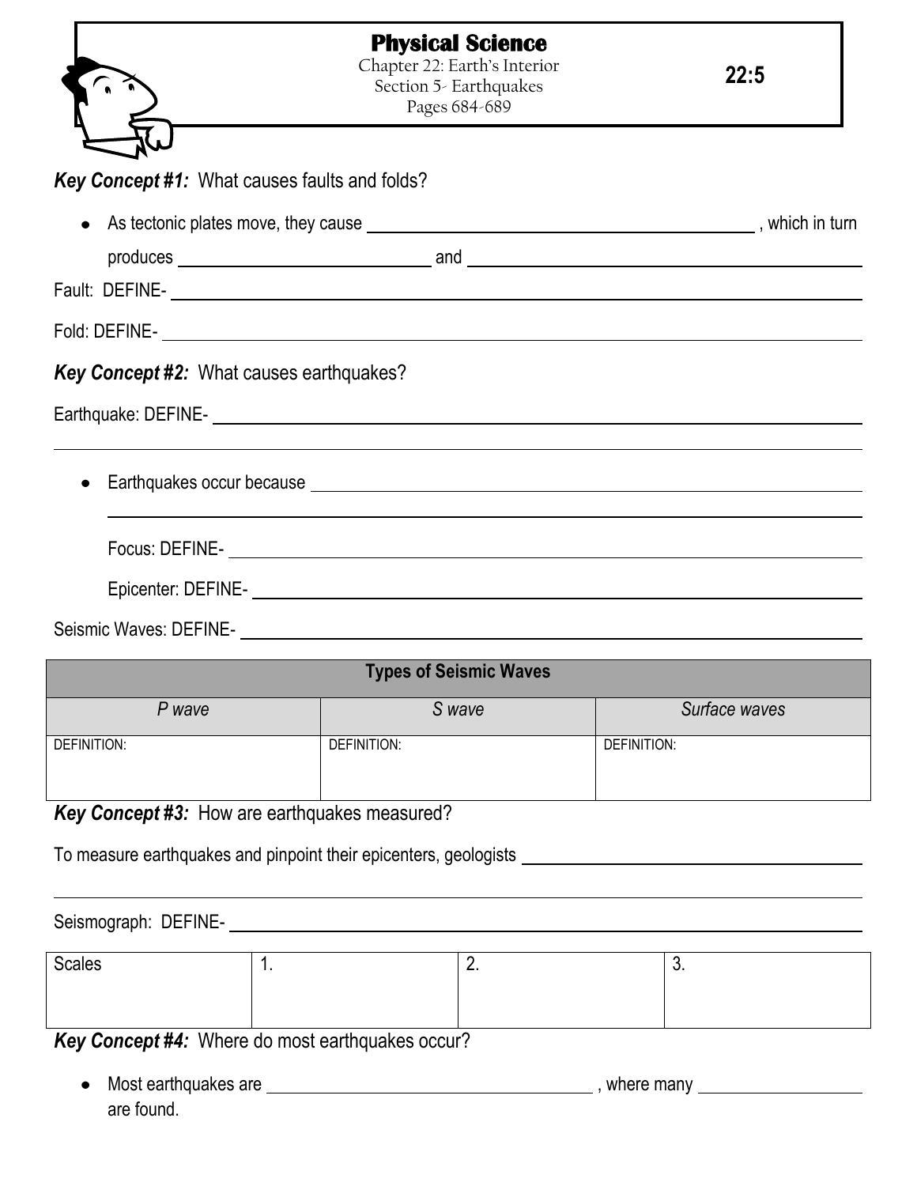# Physical Science

Chapter 22: Earth's Interior
Section 5- Earthquakes
Pages 684-689

**22:5**

***Key Concept #1:*** What causes faults and folds?

- As tectonic plates move, they cause ______________________________ , which in turn produces ____________________ and ______________________________

Fault: DEFINE- ____________________________________________

Fold: DEFINE- ____________________________________________

***Key Concept #2:*** What causes earthquakes?

Earthquake: DEFINE- ____________________________________________

____________________________________________

- Earthquakes occur because ____________________________________________

  ____________________________________________

  Focus: DEFINE- ____________________________________________

  Epicenter: DEFINE- ____________________________________________

Seismic Waves: DEFINE- ____________________________________________

| **Types of Seismic Waves** | | |
|---|---|---|
| *P wave* | *S wave* | *Surface waves* |
| DEFINITION: | DEFINITION: | DEFINITION: |

***Key Concept #3:*** How are earthquakes measured?

To measure earthquakes and pinpoint their epicenters, geologists ______________________________

____________________________________________

Seismograph: DEFINE- ____________________________________________

| Scales | 1. | 2. | 3. |
|---|---|---|---|

***Key Concept #4:*** Where do most earthquakes occur?

- Most earthquakes are ______________________________ , where many ______________ are found.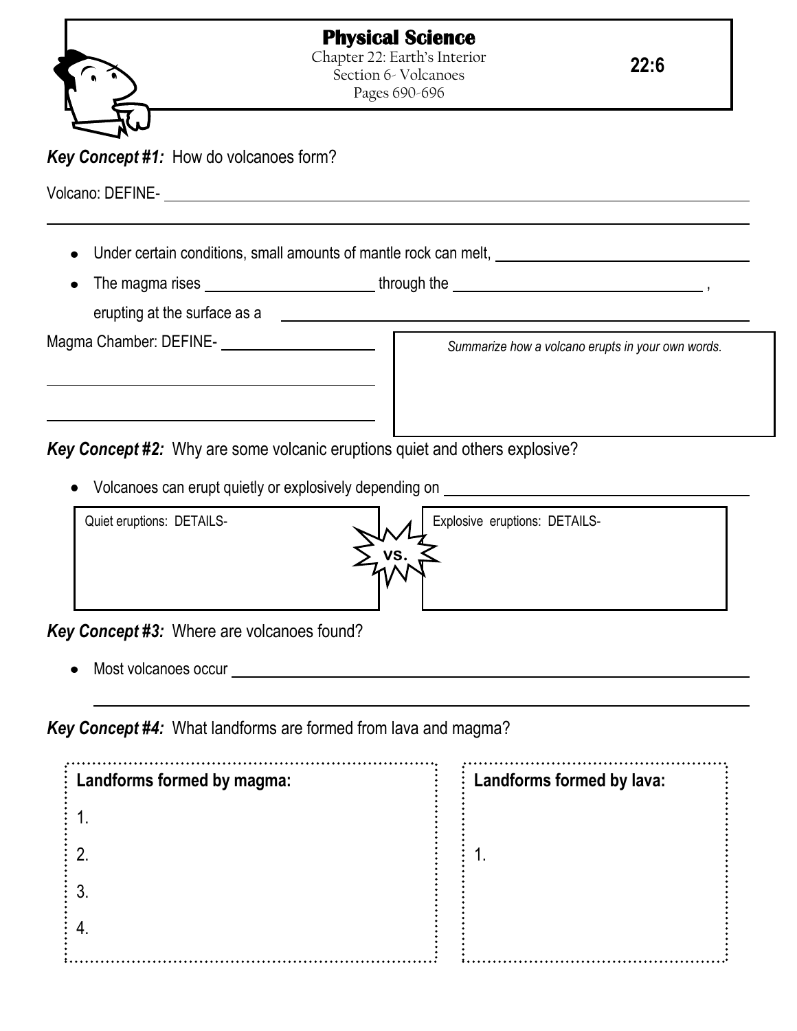# Physical Science

Chapter 22: Earth's Interior
Section 6- Volcanoes
Pages 690-696

**22:6**

***Key Concept #1:*** How do volcanoes form?

Volcano: DEFINE- ______________________________________________

______________________________________________

- Under certain conditions, small amounts of mantle rock can melt, ______________________
- The magma rises ______________ through the ______________________ , erupting at the surface as a ______________________

Magma Chamber: DEFINE- ______________

______________________

______________________

*Summarize how a volcano erupts in your own words.*

***Key Concept #2:*** Why are some volcanic eruptions quiet and others explosive?

- Volcanoes can erupt quietly or explosively depending on ______________________

| Quiet eruptions: DETAILS- | vs. | Explosive eruptions: DETAILS- |
|---|---|---|
| | | |

***Key Concept #3:*** Where are volcanoes found?

- Most volcanoes occur ______________________________________________

______________________________________________

***Key Concept #4:*** What landforms are formed from lava and magma?

| **Landforms formed by magma:** | **Landforms formed by lava:** |
|---|---|
| 1. | |
| 2. | 1. |
| 3. | |
| 4. | |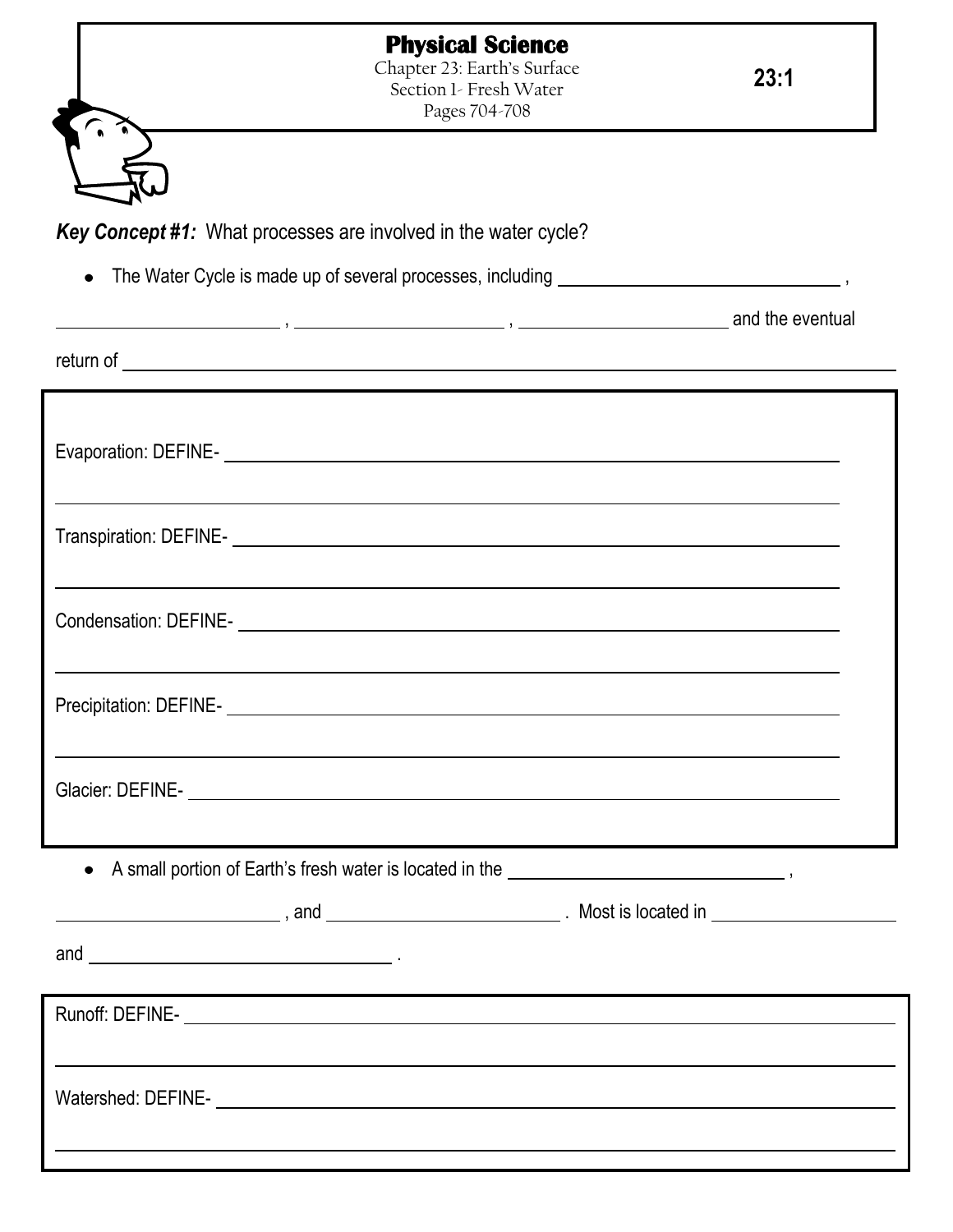# Physical Science

Chapter 23: Earth's Surface
Section 1- Fresh Water
Pages 704-708

**23:1**

***Key Concept #1:*** What processes are involved in the water cycle?

- The Water Cycle is made up of several processes, including ______________________________ , ________________________ , ________________________ , ________________________ and the eventual return of ______________________________________________________________________

Evaporation: DEFINE- ______________________________________________________________________

______________________________________________________________________

Transpiration: DEFINE- ______________________________________________________________________

______________________________________________________________________

Condensation: DEFINE- ______________________________________________________________________

______________________________________________________________________

Precipitation: DEFINE- ______________________________________________________________________

______________________________________________________________________

Glacier: DEFINE- ______________________________________________________________________

- A small portion of Earth's fresh water is located in the ______________________________ , ________________________ , and ________________________ . Most is located in ____________________ and ________________________________ .

Runoff: DEFINE- ______________________________________________________________________

______________________________________________________________________

Watershed: DEFINE- ______________________________________________________________________

______________________________________________________________________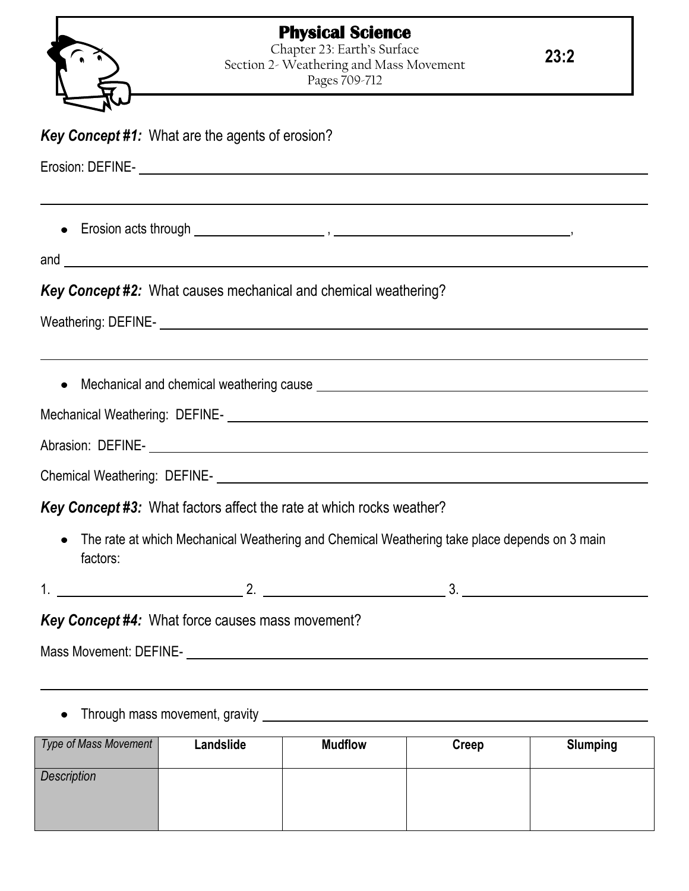# Physical Science

Chapter 23: Earth's Surface
Section 2- Weathering and Mass Movement
Pages 709-712

**23:2**

***Key Concept #1:*** What are the agents of erosion?

Erosion: DEFINE- ______________________________________________________________

______________________________________________________________________________

- Erosion acts through ______________ , __________________________,

and ___________________________________________________________________________

***Key Concept #2:*** What causes mechanical and chemical weathering?

Weathering: DEFINE- ___________________________________________________________

______________________________________________________________________________

- Mechanical and chemical weathering cause ______________________________________

Mechanical Weathering: DEFINE- ________________________________________________

Abrasion: DEFINE- _____________________________________________________________

Chemical Weathering: DEFINE- __________________________________________________

***Key Concept #3:*** What factors affect the rate at which rocks weather?

- The rate at which Mechanical Weathering and Chemical Weathering take place depends on 3 main factors:

1. ____________________ 2. ____________________ 3. ____________________

***Key Concept #4:*** What force causes mass movement?

Mass Movement: DEFINE- _______________________________________________________

______________________________________________________________________________

- Through mass movement, gravity ___________________________________________

| *Type of Mass Movement* | **Landslide** | **Mudflow** | **Creep** | **Slumping** |
|---|---|---|---|---|
| *Description* | | | | |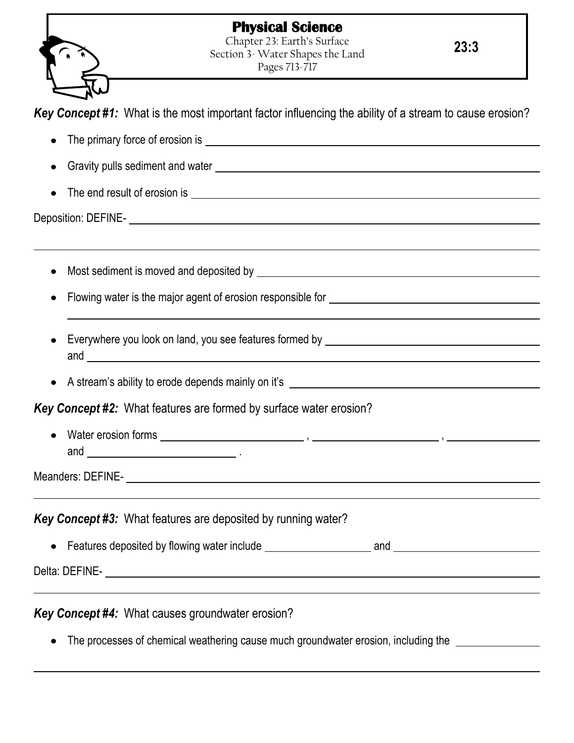# Physical Science

Chapter 23: Earth's Surface
Section 3- Water Shapes the Land
Pages 713-717

**23:3**

***Key Concept #1:*** What is the most important factor influencing the ability of a stream to cause erosion?

- The primary force of erosion is ______________________________
- Gravity pulls sediment and water ______________________________
- The end result of erosion is ______________________________

Deposition: DEFINE- ______________________________

______________________________

- Most sediment is moved and deposited by ______________________________
- Flowing water is the major agent of erosion responsible for ______________________________

  ______________________________
- Everywhere you look on land, you see features formed by ______________________________ and ______________________________
- A stream's ability to erode depends mainly on it's ______________________________

***Key Concept #2:*** What features are formed by surface water erosion?

- Water erosion forms ______________ , ______________ , ______________ and ______________ .

Meanders: DEFINE- ______________________________

______________________________

***Key Concept #3:*** What features are deposited by running water?

- Features deposited by flowing water include ______________ and ______________

Delta: DEFINE- ______________________________

______________________________

***Key Concept #4:*** What causes groundwater erosion?

- The processes of chemical weathering cause much groundwater erosion, including the ______________

______________________________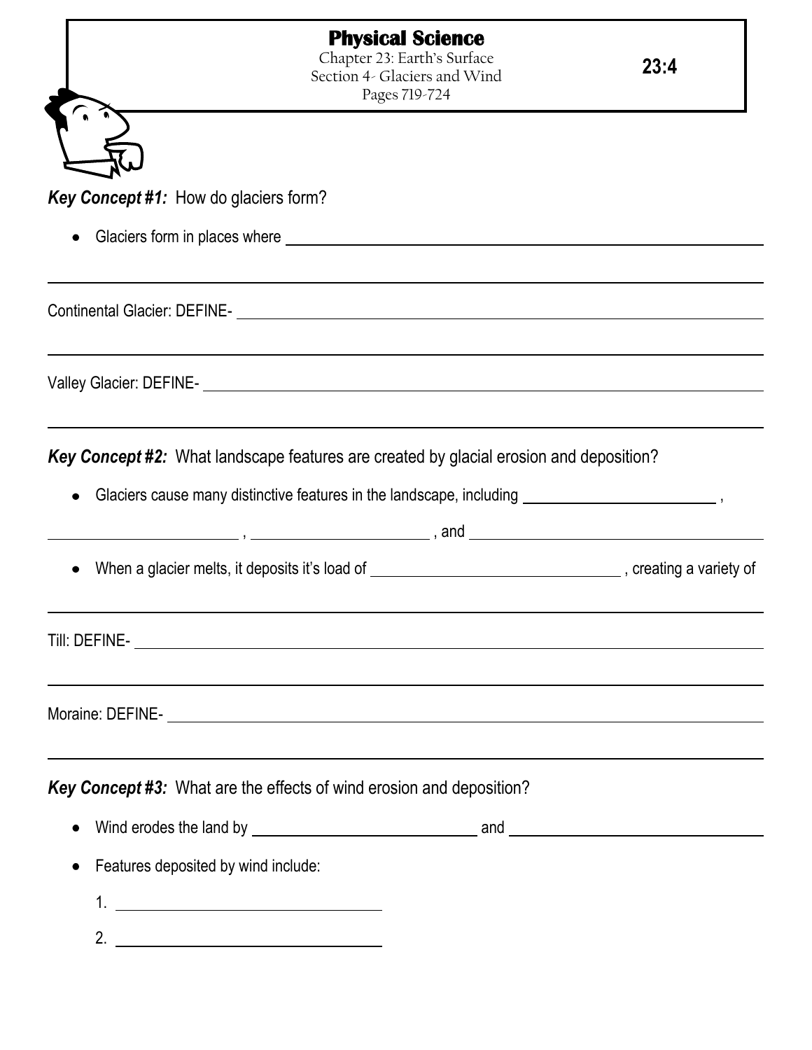# Physical Science

Chapter 23: Earth's Surface
Section 4- Glaciers and Wind
Pages 719-724

**23:4**

***Key Concept #1:*** How do glaciers form?

- Glaciers form in places where ______________________________________________

______________________________________________________________________

Continental Glacier: DEFINE- ____________________________________________

______________________________________________________________________

Valley Glacier: DEFINE- ________________________________________________

______________________________________________________________________

***Key Concept #2:*** What landscape features are created by glacial erosion and deposition?

- Glaciers cause many distinctive features in the landscape, including ____________________ ,

____________________ , ____________________ , and ______________________________

- When a glacier melts, it deposits it's load of ____________________________ , creating a variety of

______________________________________________________________________

Till: DEFINE- _____________________________________________________________

______________________________________________________________________

Moraine: DEFINE- _________________________________________________________

______________________________________________________________________

***Key Concept #3:*** What are the effects of wind erosion and deposition?

- Wind erodes the land by ____________________________ and ____________________________
- Features deposited by wind include:
  1. ______________________________
  2. ______________________________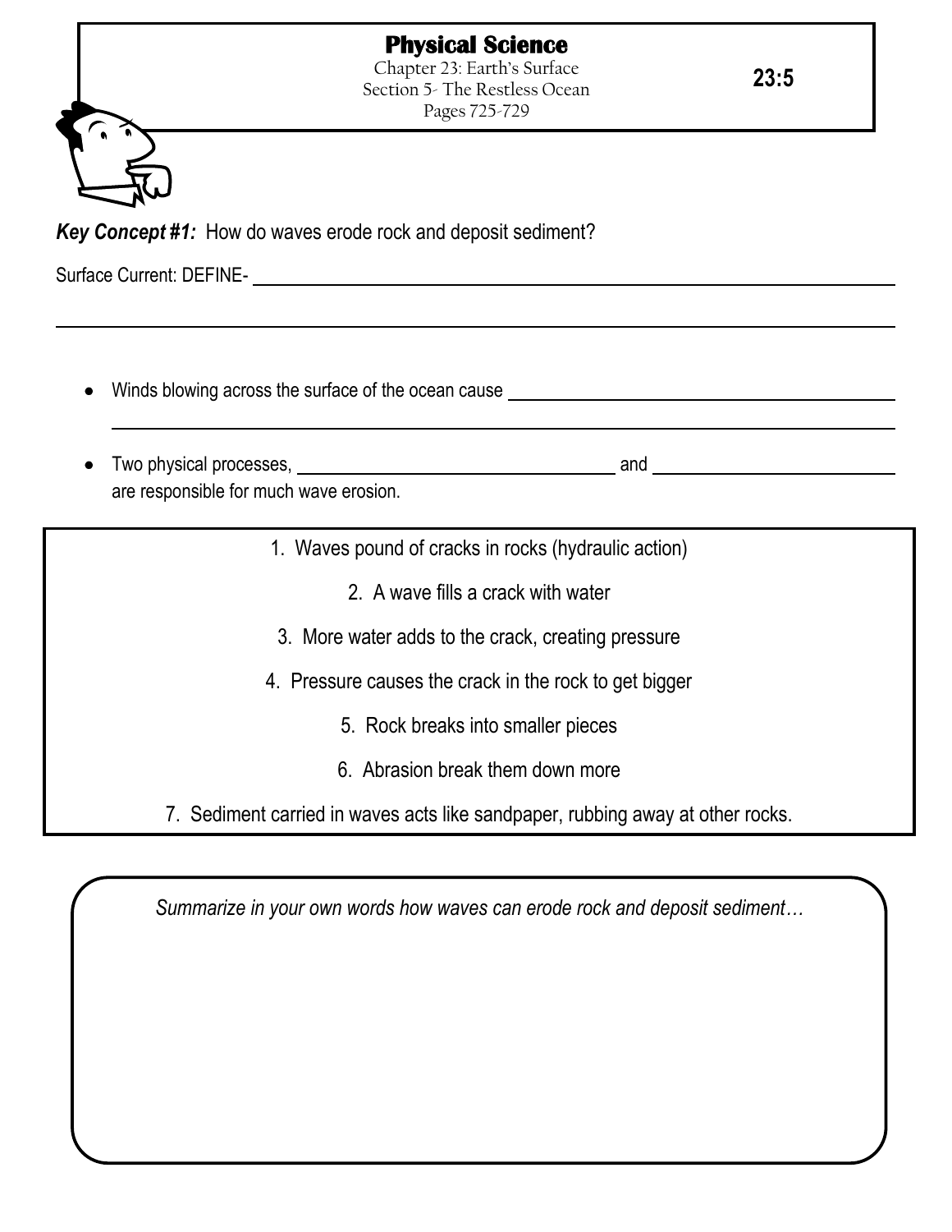# Physical Science

Chapter 23: Earth's Surface
Section 5- The Restless Ocean
Pages 725-729

**23:5**

***Key Concept #1:*** How do waves erode rock and deposit sediment?

Surface Current: DEFINE- ____________________________________________

____________________________________________

- Winds blowing across the surface of the ocean cause ____________________________________________
- Two physical processes, ____________________ and ____________________ are responsible for much wave erosion.

1. Waves pound of cracks in rocks (hydraulic action)
2. A wave fills a crack with water
3. More water adds to the crack, creating pressure
4. Pressure causes the crack in the rock to get bigger
5. Rock breaks into smaller pieces
6. Abrasion break them down more
7. Sediment carried in waves acts like sandpaper, rubbing away at other rocks.

*Summarize in your own words how waves can erode rock and deposit sediment…*